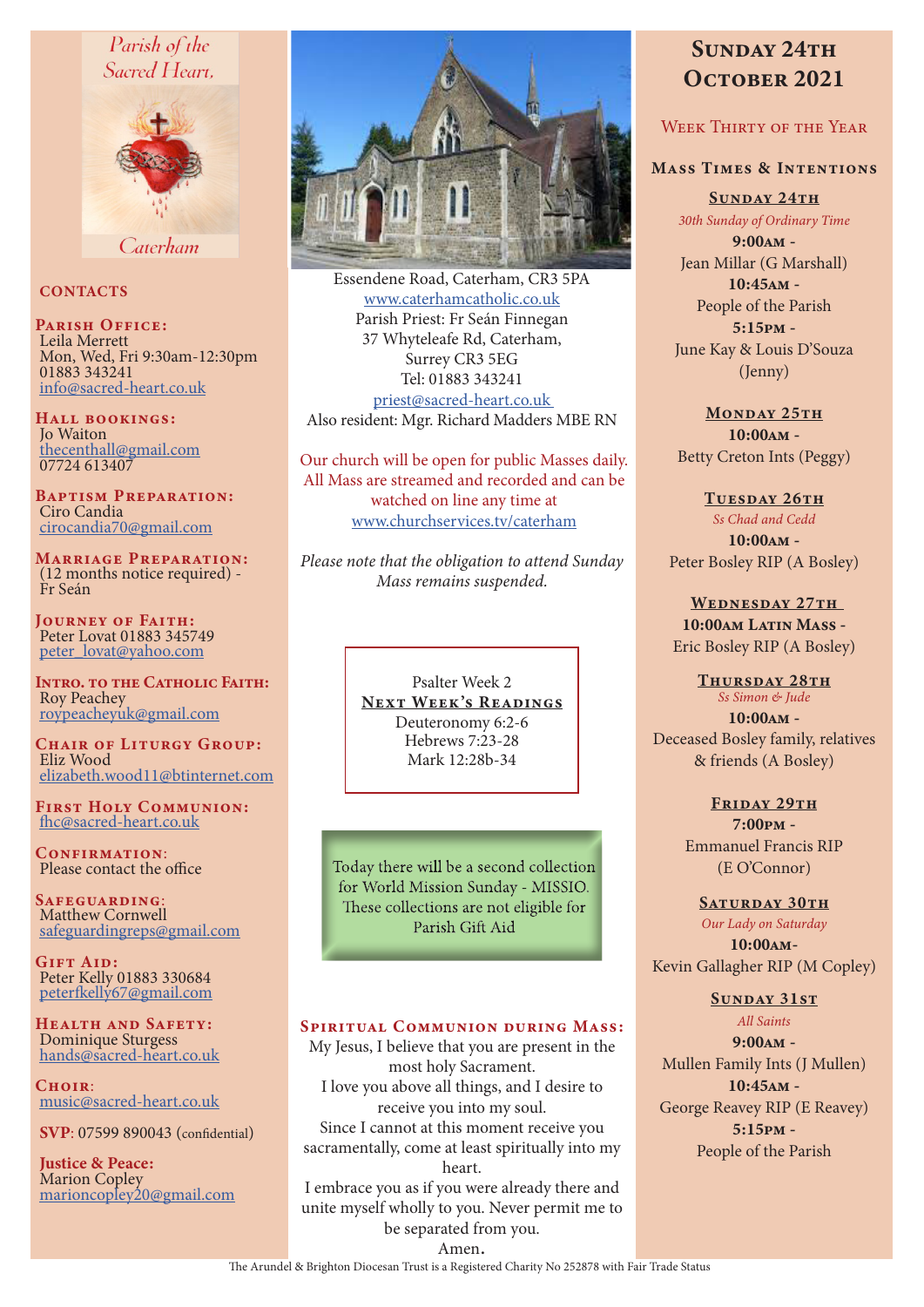Parish of the Sacred Heart, Caterham

## CONTACTS

**Parish Office:**
Leila Merrett
Mon, Wed, Fri 9:30am-12:30pm
01883 343241
info@sacred-heart.co.uk

**Hall bookings:**
Jo Waiton
thecenthall@gmail.com
07724 613407

**Baptism Preparation:**
Ciro Candia
cirocandia70@gmail.com

**Marriage Preparation:**
(12 months notice required) - Fr Seán

**Journey of Faith:**
Peter Lovat 01883 345749
peter_lovat@yahoo.com

**Intro. to the Catholic Faith:**
Roy Peachey
roypeacheyuk@gmail.com

**Chair of Liturgy Group:**
Eliz Wood
elizabeth.wood11@btinternet.com

**First Holy Communion:**
fhc@sacred-heart.co.uk

**Confirmation:**
Please contact the office

**Safeguarding:**
Matthew Cornwell
safeguardingreps@gmail.com

**Gift Aid:**
Peter Kelly 01883 330684
peterfkelly67@gmail.com

**Health and Safety:**
Dominique Sturgess
hands@sacred-heart.co.uk

**Choir:**
music@sacred-heart.co.uk

**SVP**: 07599 890043 (confidential)

**Justice & Peace:**
Marion Copley
marioncopley20@gmail.com

Essendene Road, Caterham, CR3 5PA
www.caterhamcatholic.co.uk
Parish Priest: Fr Seán Finnegan
37 Whyteleafe Rd, Caterham,
Surrey CR3 5EG
Tel: 01883 343241
priest@sacred-heart.co.uk
Also resident: Mgr. Richard Madders MBE RN

Our church will be open for public Masses daily. All Mass are streamed and recorded and can be watched on line any time at www.churchservices.tv/caterham

*Please note that the obligation to attend Sunday Mass remains suspended.*

Psalter Week 2

**Next Week's Readings**
Deuteronomy 6:2-6
Hebrews 7:23-28
Mark 12:28b-34

Today there will be a second collection for World Mission Sunday - MISSIO. These collections are not eligible for Parish Gift Aid

### Spiritual Communion during Mass:

My Jesus, I believe that you are present in the most holy Sacrament.
I love you above all things, and I desire to receive you into my soul.
Since I cannot at this moment receive you sacramentally, come at least spiritually into my heart.
I embrace you as if you were already there and unite myself wholly to you. Never permit me to be separated from you.
Amen.

# Sunday 24th October 2021

## Week Thirty of the Year

### Mass Times & Intentions

**Sunday 24th**
*30th Sunday of Ordinary Time*
**9:00am** - Jean Millar (G Marshall)
**10:45am** - People of the Parish
**5:15pm** - June Kay & Louis D'Souza (Jenny)

**Monday 25th**
**10:00am** - Betty Creton Ints (Peggy)

**Tuesday 26th**
*Ss Chad and Cedd*
**10:00am** - Peter Bosley RIP (A Bosley)

**Wednesday 27th**
**10:00am Latin Mass** - Eric Bosley RIP (A Bosley)

**Thursday 28th**
*Ss Simon & Jude*
**10:00am** - Deceased Bosley family, relatives & friends (A Bosley)

**Friday 29th**
**7:00pm** - Emmanuel Francis RIP (E O'Connor)

**Saturday 30th**
*Our Lady on Saturday*
**10:00am** - Kevin Gallagher RIP (M Copley)

**Sunday 31st**
*All Saints*
**9:00am** - Mullen Family Ints (J Mullen)
**10:45am** - George Reavey RIP (E Reavey)
**5:15pm** - People of the Parish

The Arundel & Brighton Diocesan Trust is a Registered Charity No 252878 with Fair Trade Status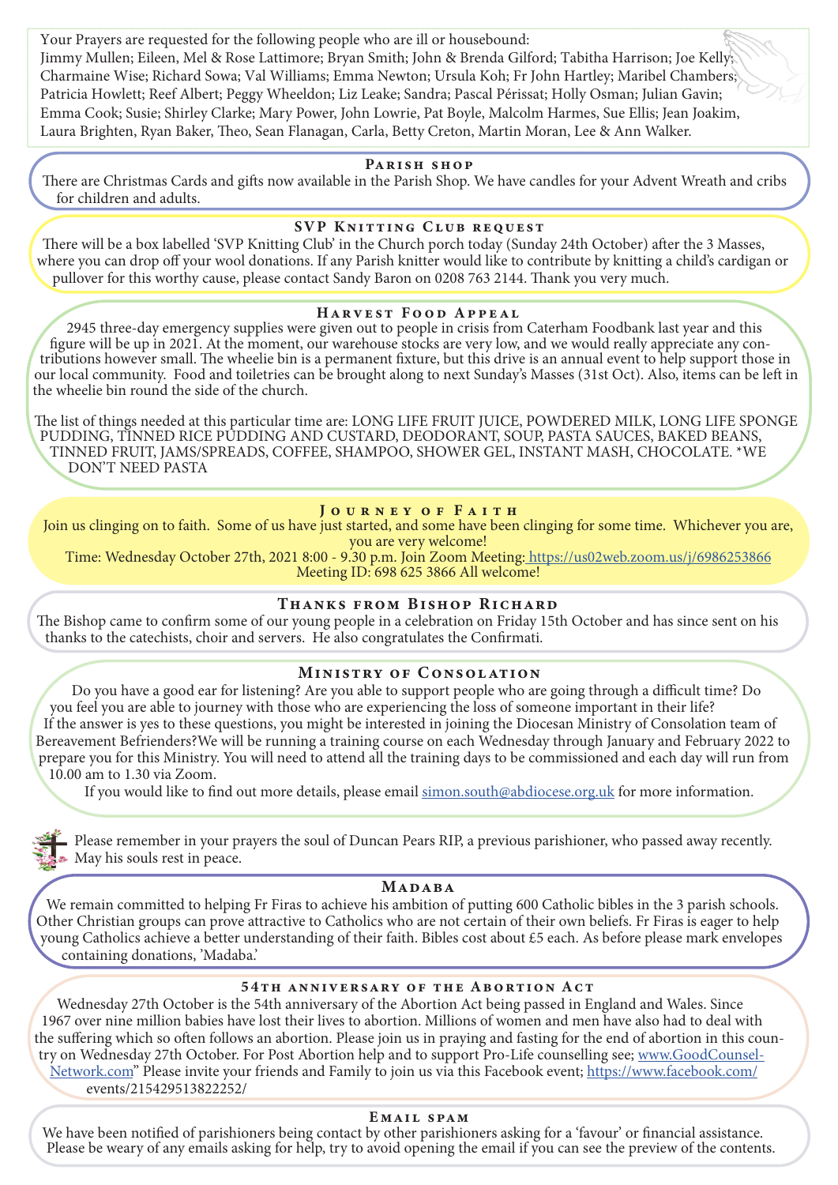Your Prayers are requested for the following people who are ill or housebound:
Jimmy Mullen; Eileen, Mel & Rose Lattimore; Bryan Smith; John & Brenda Gilford; Tabitha Harrison; Joe Kelly; Charmaine Wise; Richard Sowa; Val Williams; Emma Newton; Ursula Koh; Fr John Hartley; Maribel Chambers; Patricia Howlett; Reef Albert; Peggy Wheeldon; Liz Leake; Sandra; Pascal Périssat; Holly Osman; Julian Gavin; Emma Cook; Susie; Shirley Clarke; Mary Power, John Lowrie, Pat Boyle, Malcolm Harmes, Sue Ellis; Jean Joakim, Laura Brighten, Ryan Baker, Theo, Sean Flanagan, Carla, Betty Creton, Martin Moran, Lee & Ann Walker.

## Parish shop

There are Christmas Cards and gifts now available in the Parish Shop. We have candles for your Advent Wreath and cribs for children and adults.

## SVP Knitting Club request

There will be a box labelled 'SVP Knitting Club' in the Church porch today (Sunday 24th October) after the 3 Masses, where you can drop off your wool donations. If any Parish knitter would like to contribute by knitting a child's cardigan or pullover for this worthy cause, please contact Sandy Baron on 0208 763 2144. Thank you very much.

## Harvest Food Appeal

2945 three-day emergency supplies were given out to people in crisis from Caterham Foodbank last year and this figure will be up in 2021. At the moment, our warehouse stocks are very low, and we would really appreciate any contributions however small. The wheelie bin is a permanent fixture, but this drive is an annual event to help support those in our local community. Food and toiletries can be brought along to next Sunday's Masses (31st Oct). Also, items can be left in the wheelie bin round the side of the church.

The list of things needed at this particular time are: LONG LIFE FRUIT JUICE, POWDERED MILK, LONG LIFE SPONGE PUDDING, TINNED RICE PUDDING AND CUSTARD, DEODORANT, SOUP, PASTA SAUCES, BAKED BEANS, TINNED FRUIT, JAMS/SPREADS, COFFEE, SHAMPOO, SHOWER GEL, INSTANT MASH, CHOCOLATE. *WE DON'T NEED PASTA

## Journey of Faith

Join us clinging on to faith. Some of us have just started, and some have been clinging for some time. Whichever you are, you are very welcome!
Time: Wednesday October 27th, 2021 8:00 - 9.30 p.m. Join Zoom Meeting: https://us02web.zoom.us/j/6986253866
Meeting ID: 698 625 3866 All welcome!

## Thanks from Bishop Richard

The Bishop came to confirm some of our young people in a celebration on Friday 15th October and has since sent on his thanks to the catechists, choir and servers. He also congratulates the Confirmati.

## Ministry of Consolation

Do you have a good ear for listening? Are you able to support people who are going through a difficult time? Do you feel you are able to journey with those who are experiencing the loss of someone important in their life? If the answer is yes to these questions, you might be interested in joining the Diocesan Ministry of Consolation team of Bereavement Befrienders?We will be running a training course on each Wednesday through January and February 2022 to prepare you for this Ministry. You will need to attend all the training days to be commissioned and each day will run from 10.00 am to 1.30 via Zoom.

If you would like to find out more details, please email simon.south@abdiocese.org.uk for more information.

Please remember in your prayers the soul of Duncan Pears RIP, a previous parishioner, who passed away recently. May his souls rest in peace.

## Madaba

We remain committed to helping Fr Firas to achieve his ambition of putting 600 Catholic bibles in the 3 parish schools. Other Christian groups can prove attractive to Catholics who are not certain of their own beliefs. Fr Firas is eager to help young Catholics achieve a better understanding of their faith. Bibles cost about £5 each. As before please mark envelopes containing donations, 'Madaba.'

## 54th anniversary of the Abortion Act

Wednesday 27th October is the 54th anniversary of the Abortion Act being passed in England and Wales. Since 1967 over nine million babies have lost their lives to abortion. Millions of women and men have also had to deal with the suffering which so often follows an abortion. Please join us in praying and fasting for the end of abortion in this country on Wednesday 27th October. For Post Abortion help and to support Pro-Life counselling see; www.GoodCounselNetwork.com" Please invite your friends and Family to join us via this Facebook event; https://www.facebook.com/events/215429513822252/

## Email spam

We have been notified of parishioners being contact by other parishioners asking for a 'favour' or financial assistance. Please be weary of any emails asking for help, try to avoid opening the email if you can see the preview of the contents.